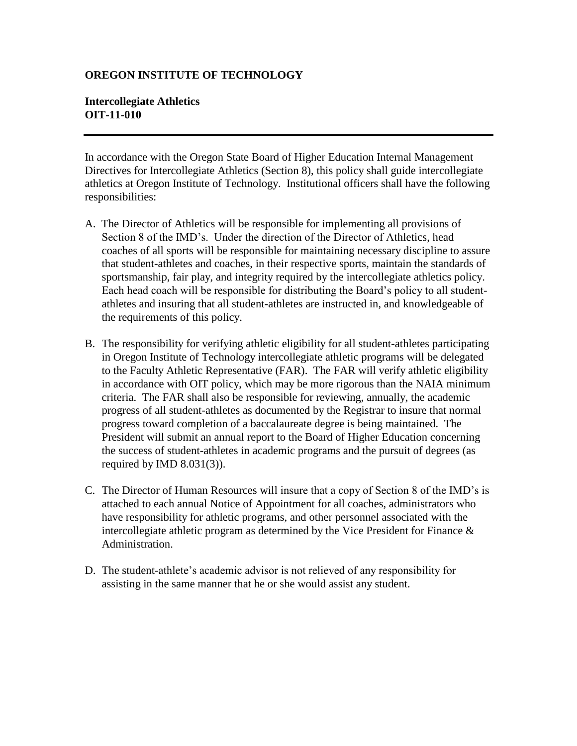**OREGON INSTITUTE OF TECHNOLOGY**

**Intercollegiate Athletics**
**OIT-11-010**

---

In accordance with the Oregon State Board of Higher Education Internal Management Directives for Intercollegiate Athletics (Section 8), this policy shall guide intercollegiate athletics at Oregon Institute of Technology. Institutional officers shall have the following responsibilities:

A. The Director of Athletics will be responsible for implementing all provisions of Section 8 of the IMD's. Under the direction of the Director of Athletics, head coaches of all sports will be responsible for maintaining necessary discipline to assure that student-athletes and coaches, in their respective sports, maintain the standards of sportsmanship, fair play, and integrity required by the intercollegiate athletics policy. Each head coach will be responsible for distributing the Board's policy to all student-athletes and insuring that all student-athletes are instructed in, and knowledgeable of the requirements of this policy.

B. The responsibility for verifying athletic eligibility for all student-athletes participating in Oregon Institute of Technology intercollegiate athletic programs will be delegated to the Faculty Athletic Representative (FAR). The FAR will verify athletic eligibility in accordance with OIT policy, which may be more rigorous than the NAIA minimum criteria. The FAR shall also be responsible for reviewing, annually, the academic progress of all student-athletes as documented by the Registrar to insure that normal progress toward completion of a baccalaureate degree is being maintained. The President will submit an annual report to the Board of Higher Education concerning the success of student-athletes in academic programs and the pursuit of degrees (as required by IMD 8.031(3)).

C. The Director of Human Resources will insure that a copy of Section 8 of the IMD's is attached to each annual Notice of Appointment for all coaches, administrators who have responsibility for athletic programs, and other personnel associated with the intercollegiate athletic program as determined by the Vice President for Finance & Administration.

D. The student-athlete's academic advisor is not relieved of any responsibility for assisting in the same manner that he or she would assist any student.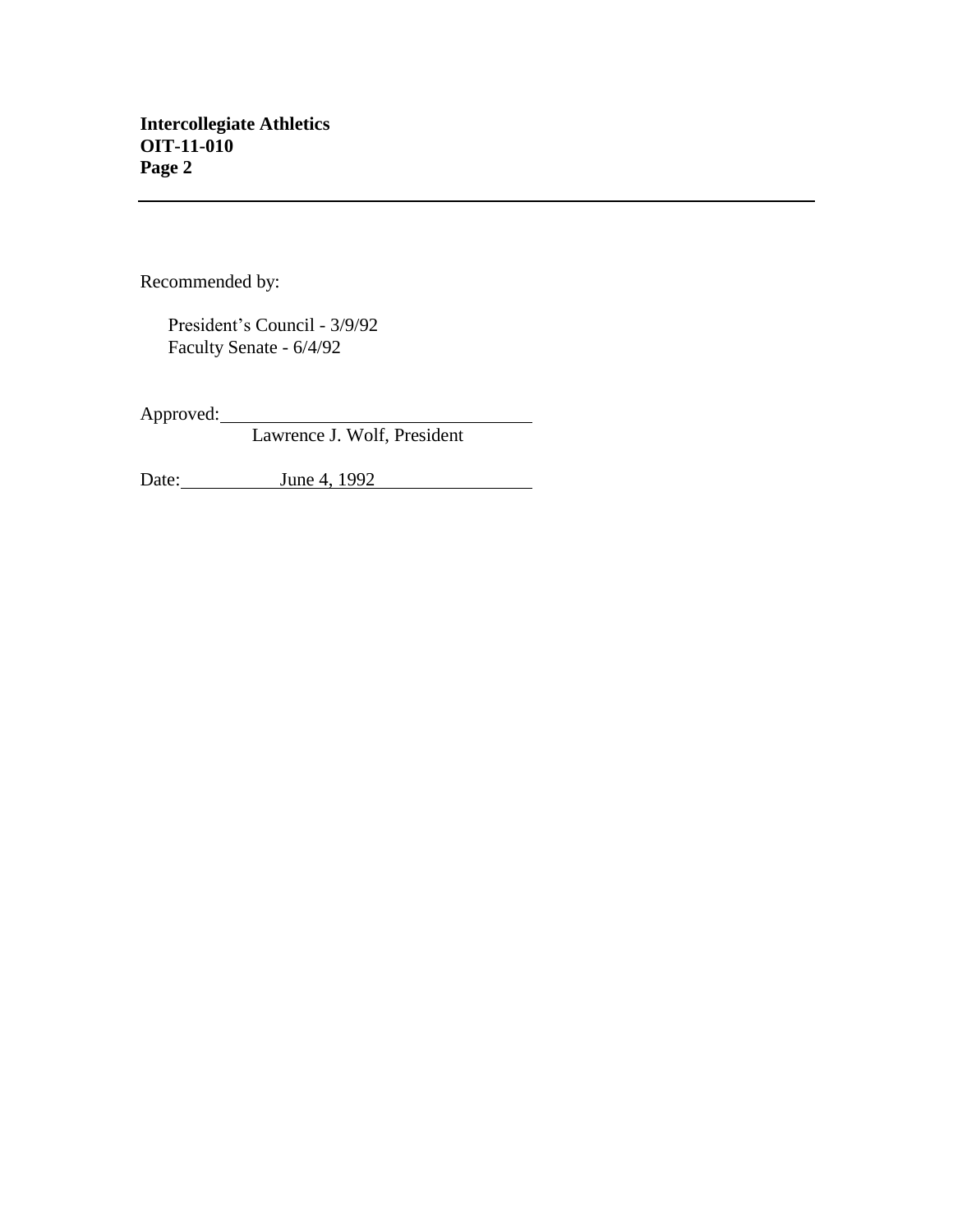Recommended by:

President's Council - 3/9/92
Faculty Senate - 6/4/92

Approved: ________________________________
Lawrence J. Wolf, President

Date: June 4, 1992